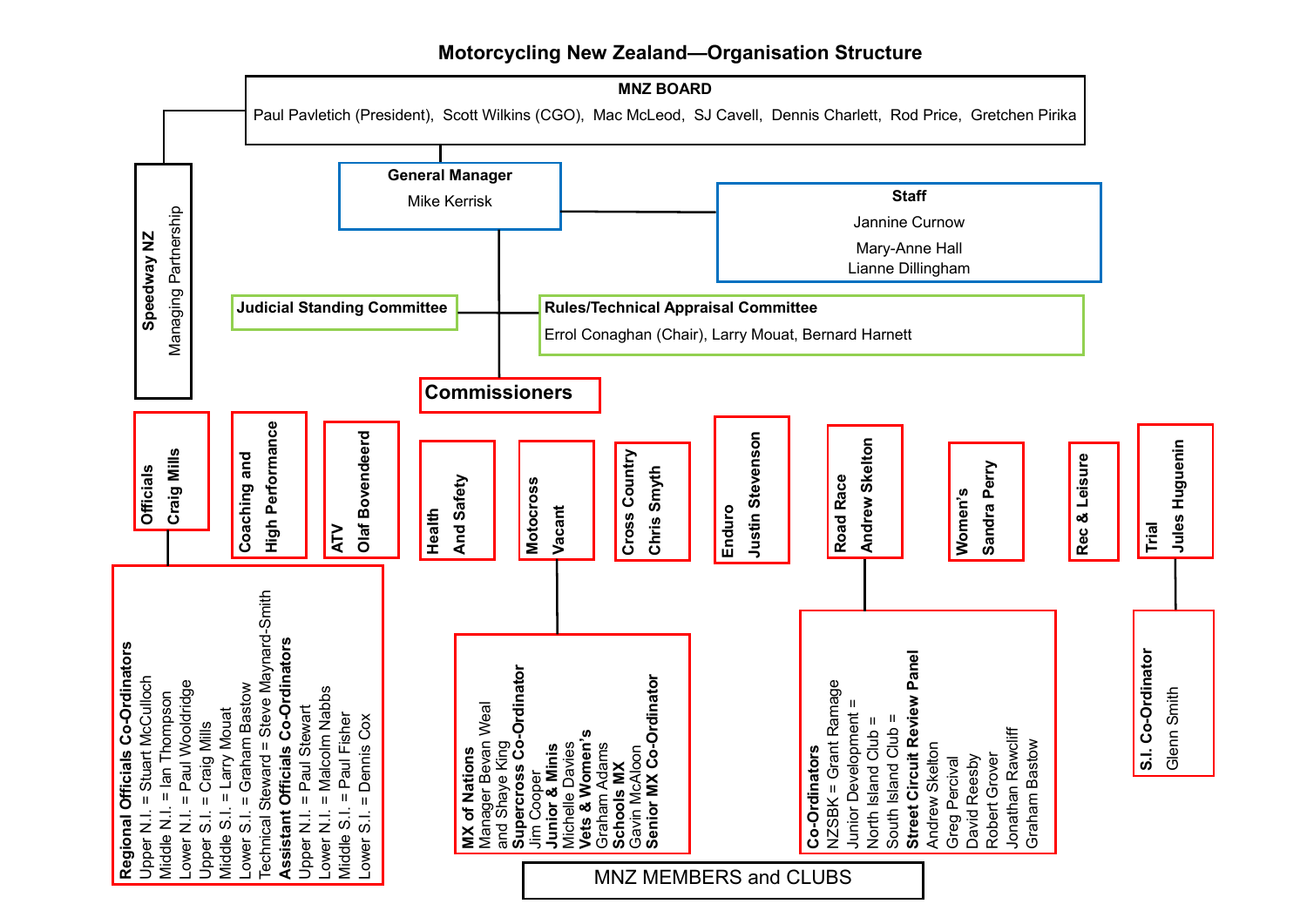# Motorcycling New Zealand—Organisation Structure

## MNZ BOARD

Paul Pavletich (President), Scott Wilkins (CGO), Mac McLeod, SJ Cavell, Dennis Charlett, Rod Price, Gretchen Pirika

**Speedway NZ**
Managing Partnership

**General Manager**
Mike Kerrisk

**Staff**
- Jannine Curnow
- Mary-Anne Hall
- Lianne Dillingham

**Judicial Standing Committee**

**Rules/Technical Appraisal Committee**
Errol Conaghan (Chair), Larry Mouat, Bernard Harnett

## Commissioners

**Officials** — Craig Mills

- **Regional Officials Co-Ordinators**
  - Upper N.I. = Stuart McCulloch
  - Middle N.I. = Ian Thompson
  - Lower N.I. = Paul Wooldridge
  - Upper S.I. = Craig Mills
  - Middle S.I. = Larry Mouat
  - Lower S.I. = Graham Bastow
  - Technical Steward = Steve Maynard-Smith
- **Assistant Officials Co-Ordinators**
  - Upper N.I. = Paul Stewart
  - Lower N.I. = Malcolm Nabbs
  - Middle S.I. = Paul Fisher
  - Lower S.I. = Dennis Cox

**Coaching and High Performance**

**ATV** — Olaf Bovendeerd

**Health And Safety**

**Motocross** — Vacant

- **MX of Nations**
  - Manager Bevan Weal and Shayne King
- **Supercross Co-Ordinator**
  - Jim Cooper
- **Junior & Minis**
  - Michelle Davies
- **Vets & Women's**
  - Graham Adams
- **Schools MX**
  - Gavin McAloon
- **Senior MX Co-Ordinator**

**Cross Country** — Chris Smyth

**Enduro** — Justin Stevenson

**Road Race** — Andrew Skelton

- **Co-Ordinators**
  - NZSBK = Grant Ramage
  - Junior Development =
  - North Island Club =
  - South Island Club =
- **Street Circuit Review Panel**
  - Andrew Skelton
  - Greg Percival
  - David Reesby
  - Robert Grover
  - Jonathan Rawcliff
  - Graham Bastow

**Women's** — Sandra Perry

**Rec & Leisure**

**Trial** — Jules Huguenin

- **S.I. Co-Ordinator**
  - Glenn Smith

## MNZ MEMBERS and CLUBS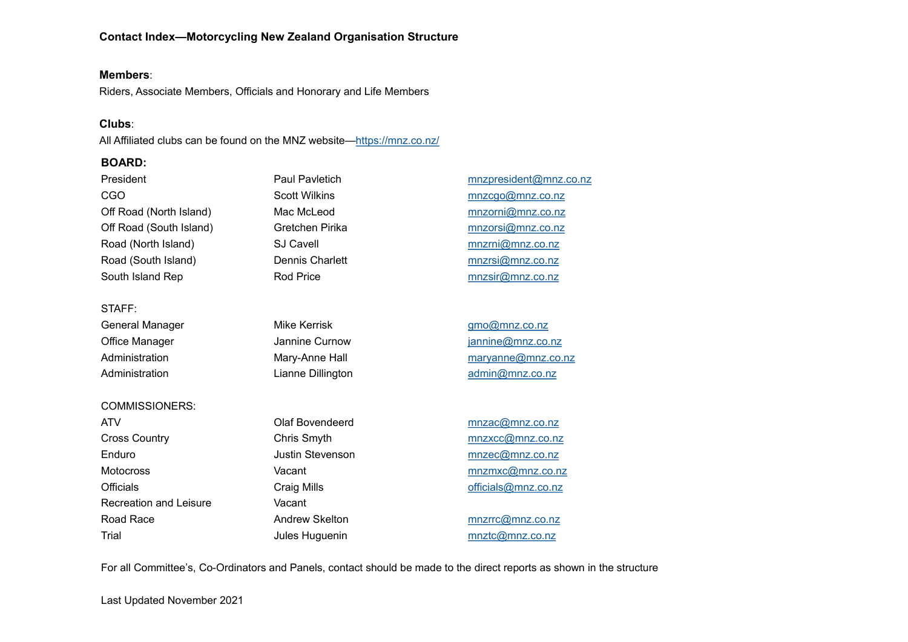**Contact Index—Motorcycling New Zealand Organisation Structure**

**Members**:
Riders, Associate Members, Officials and Honorary and Life Members

**Clubs**:
All Affiliated clubs can be found on the MNZ website—https://mnz.co.nz/

| | | |
|---|---|---|
| **BOARD:** | | |
| President | Paul Pavletich | mnzpresident@mnz.co.nz |
| CGO | Scott Wilkins | mnzcgo@mnz.co.nz |
| Off Road (North Island) | Mac McLeod | mnzorni@mnz.co.nz |
| Off Road (South Island) | Gretchen Pirika | mnzorsi@mnz.co.nz |
| Road (North Island) | SJ Cavell | mnzrni@mnz.co.nz |
| Road (South Island) | Dennis Charlett | mnzrsi@mnz.co.nz |
| South Island Rep | Rod Price | mnzsir@mnz.co.nz |
| | | |
| STAFF: | | |
| General Manager | Mike Kerrisk | gmo@mnz.co.nz |
| Office Manager | Jannine Curnow | jannine@mnz.co.nz |
| Administration | Mary-Anne Hall | maryanne@mnz.co.nz |
| Administration | Lianne Dillington | admin@mnz.co.nz |
| | | |
| COMMISSIONERS: | | |
| ATV | Olaf Bovendeerd | mnzac@mnz.co.nz |
| Cross Country | Chris Smyth | mnzxcc@mnz.co.nz |
| Enduro | Justin Stevenson | mnzec@mnz.co.nz |
| Motocross | Vacant | mnzmxc@mnz.co.nz |
| Officials | Craig Mills | officials@mnz.co.nz |
| Recreation and Leisure | Vacant | |
| Road Race | Andrew Skelton | mnzrrc@mnz.co.nz |
| Trial | Jules Huguenin | mnztc@mnz.co.nz |

For all Committee's, Co-Ordinators and Panels, contact should be made to the direct reports as shown in the structure

Last Updated November 2021